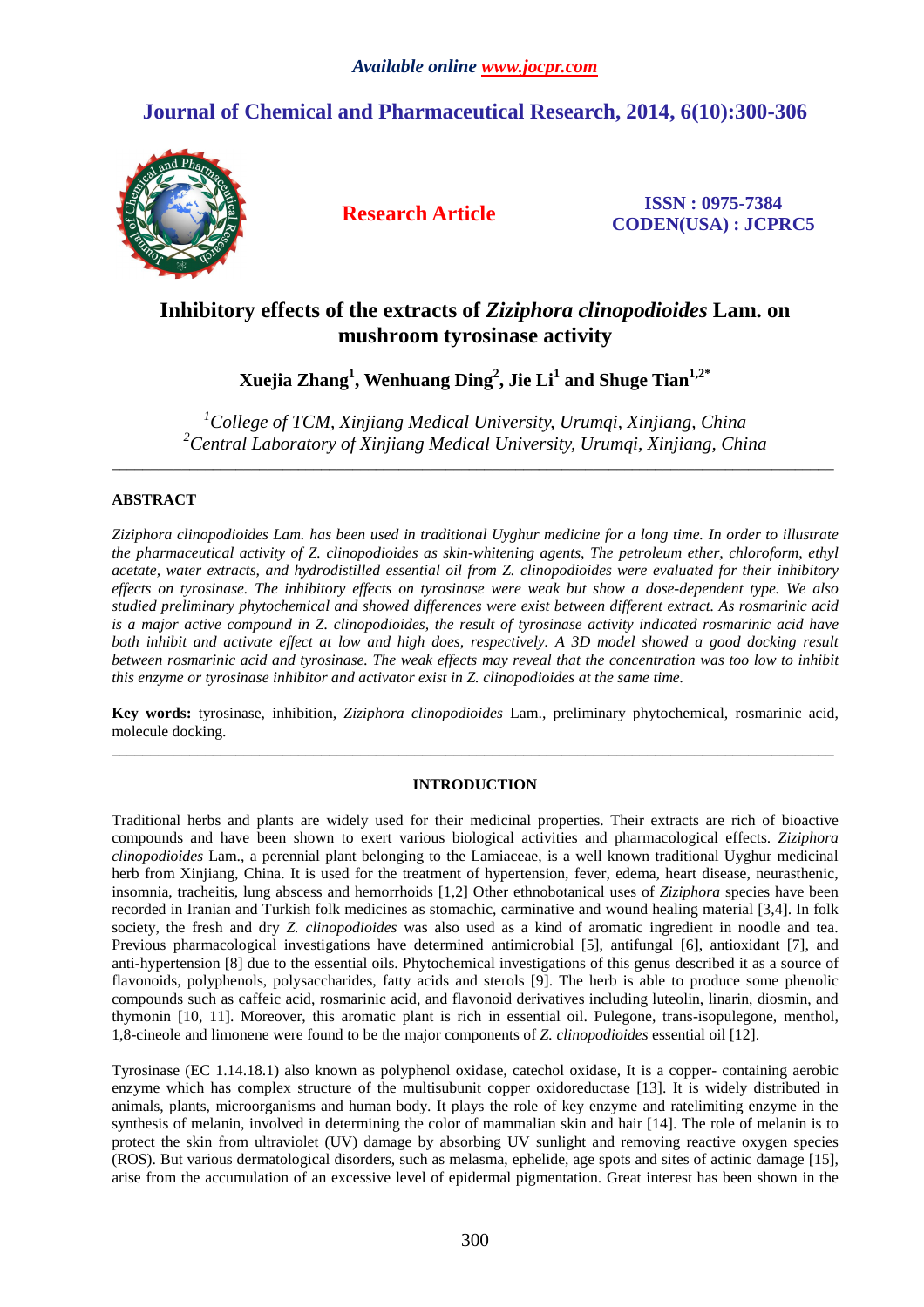*Available online www.jocpr.com*

**Journal of Chemical and Pharmaceutical Research, 2014, 6(10):300-306**

**Research Article**

**ISSN : 0975-7384**
**CODEN(USA) : JCPRC5**

# Inhibitory effects of the extracts of *Ziziphora clinopodioides* Lam. on mushroom tyrosinase activity

**Xuejia Zhang[1], Wenhuang Ding[2], Jie Li[1] and Shuge Tian[1,2*]**

*[1]College of TCM, Xinjiang Medical University, Urumqi, Xinjiang, China*
*[2]Central Laboratory of Xinjiang Medical University, Urumqi, Xinjiang, China*

---

## ABSTRACT

*Ziziphora clinopodioides Lam. has been used in traditional Uyghur medicine for a long time. In order to illustrate the pharmaceutical activity of Z. clinopodioides as skin-whitening agents, The petroleum ether, chloroform, ethyl acetate, water extracts, and hydrodistilled essential oil from Z. clinopodioides were evaluated for their inhibitory effects on tyrosinase. The inhibitory effects on tyrosinase were weak but show a dose-dependent type. We also studied preliminary phytochemical and showed differences were exist between different extract. As rosmarinic acid is a major active compound in Z. clinopodioides, the result of tyrosinase activity indicated rosmarinic acid have both inhibit and activate effect at low and high does, respectively. A 3D model showed a good docking result between rosmarinic acid and tyrosinase. The weak effects may reveal that the concentration was too low to inhibit this enzyme or tyrosinase inhibitor and activator exist in Z. clinopodioides at the same time.*

**Key words:** tyrosinase, inhibition, *Ziziphora clinopodioides* Lam., preliminary phytochemical, rosmarinic acid, molecule docking.

---

## INTRODUCTION

Traditional herbs and plants are widely used for their medicinal properties. Their extracts are rich of bioactive compounds and have been shown to exert various biological activities and pharmacological effects. *Ziziphora clinopodioides* Lam., a perennial plant belonging to the Lamiaceae, is a well known traditional Uyghur medicinal herb from Xinjiang, China. It is used for the treatment of hypertension, fever, edema, heart disease, neurasthenic, insomnia, tracheitis, lung abscess and hemorrhoids [1,2] Other ethnobotanical uses of *Ziziphora* species have been recorded in Iranian and Turkish folk medicines as stomachic, carminative and wound healing material [3,4]. In folk society, the fresh and dry *Z. clinopodioides* was also used as a kind of aromatic ingredient in noodle and tea. Previous pharmacological investigations have determined antimicrobial [5], antifungal [6], antioxidant [7], and anti-hypertension [8] due to the essential oils. Phytochemical investigations of this genus described it as a source of flavonoids, polyphenols, polysaccharides, fatty acids and sterols [9]. The herb is able to produce some phenolic compounds such as caffeic acid, rosmarinic acid, and flavonoid derivatives including luteolin, linarin, diosmin, and thymonin [10, 11]. Moreover, this aromatic plant is rich in essential oil. Pulegone, trans-isopulegone, menthol, 1,8-cineole and limonene were found to be the major components of *Z. clinopodioides* essential oil [12].

Tyrosinase (EC 1.14.18.1) also known as polyphenol oxidase, catechol oxidase, It is a copper- containing aerobic enzyme which has complex structure of the multisubunit copper oxidoreductase [13]. It is widely distributed in animals, plants, microorganisms and human body. It plays the role of key enzyme and ratelimiting enzyme in the synthesis of melanin, involved in determining the color of mammalian skin and hair [14]. The role of melanin is to protect the skin from ultraviolet (UV) damage by absorbing UV sunlight and removing reactive oxygen species (ROS). But various dermatological disorders, such as melasma, ephelide, age spots and sites of actinic damage [15], arise from the accumulation of an excessive level of epidermal pigmentation. Great interest has been shown in the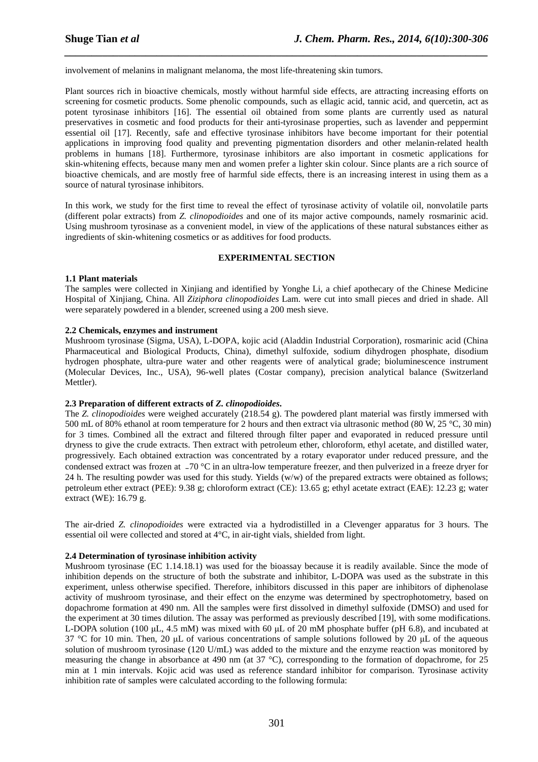involvement of melanins in malignant melanoma, the most life-threatening skin tumors.

Plant sources rich in bioactive chemicals, mostly without harmful side effects, are attracting increasing efforts on screening for cosmetic products. Some phenolic compounds, such as ellagic acid, tannic acid, and quercetin, act as potent tyrosinase inhibitors [16]. The essential oil obtained from some plants are currently used as natural preservatives in cosmetic and food products for their anti-tyrosinase properties, such as lavender and peppermint essential oil [17]. Recently, safe and effective tyrosinase inhibitors have become important for their potential applications in improving food quality and preventing pigmentation disorders and other melanin-related health problems in humans [18]. Furthermore, tyrosinase inhibitors are also important in cosmetic applications for skin-whitening effects, because many men and women prefer a lighter skin colour. Since plants are a rich source of bioactive chemicals, and are mostly free of harmful side effects, there is an increasing interest in using them as a source of natural tyrosinase inhibitors.

In this work, we study for the first time to reveal the effect of tyrosinase activity of volatile oil, nonvolatile parts (different polar extracts) from *Z. clinopodioides* and one of its major active compounds, namely rosmarinic acid. Using mushroom tyrosinase as a convenient model, in view of the applications of these natural substances either as ingredients of skin-whitening cosmetics or as additives for food products.

## EXPERIMENTAL SECTION

### 1.1 Plant materials

The samples were collected in Xinjiang and identified by Yonghe Li, a chief apothecary of the Chinese Medicine Hospital of Xinjiang, China. All *Ziziphora clinopodioides* Lam. were cut into small pieces and dried in shade. All were separately powdered in a blender, screened using a 200 mesh sieve.

### 2.2 Chemicals, enzymes and instrument

Mushroom tyrosinase (Sigma, USA), L-DOPA, kojic acid (Aladdin Industrial Corporation), rosmarinic acid (China Pharmaceutical and Biological Products, China), dimethyl sulfoxide, sodium dihydrogen phosphate, disodium hydrogen phosphate, ultra-pure water and other reagents were of analytical grade; bioluminescence instrument (Molecular Devices, Inc., USA), 96-well plates (Costar company), precision analytical balance (Switzerland Mettler).

### 2.3 Preparation of different extracts of *Z. clinopodioides*.

The *Z. clinopodioides* were weighed accurately (218.54 g). The powdered plant material was firstly immersed with 500 mL of 80% ethanol at room temperature for 2 hours and then extract via ultrasonic method (80 W, 25 °C, 30 min) for 3 times. Combined all the extract and filtered through filter paper and evaporated in reduced pressure until dryness to give the crude extracts. Then extract with petroleum ether, chloroform, ethyl acetate, and distilled water, progressively. Each obtained extraction was concentrated by a rotary evaporator under reduced pressure, and the condensed extract was frozen at −70 °C in an ultra-low temperature freezer, and then pulverized in a freeze dryer for 24 h. The resulting powder was used for this study. Yields (w/w) of the prepared extracts were obtained as follows; petroleum ether extract (PEE): 9.38 g; chloroform extract (CE): 13.65 g; ethyl acetate extract (EAE): 12.23 g; water extract (WE): 16.79 g.

The air-dried *Z. clinopodioides* were extracted via a hydrodistilled in a Clevenger apparatus for 3 hours. The essential oil were collected and stored at 4°C, in air-tight vials, shielded from light.

### 2.4 Determination of tyrosinase inhibition activity

Mushroom tyrosinase (EC 1.14.18.1) was used for the bioassay because it is readily available. Since the mode of inhibition depends on the structure of both the substrate and inhibitor, L-DOPA was used as the substrate in this experiment, unless otherwise specified. Therefore, inhibitors discussed in this paper are inhibitors of diphenolase activity of mushroom tyrosinase, and their effect on the enzyme was determined by spectrophotometry, based on dopachrome formation at 490 nm. All the samples were first dissolved in dimethyl sulfoxide (DMSO) and used for the experiment at 30 times dilution. The assay was performed as previously described [19], with some modifications. L-DOPA solution (100 μL, 4.5 mM) was mixed with 60 μL of 20 mM phosphate buffer (pH 6.8), and incubated at 37 °C for 10 min. Then, 20 μL of various concentrations of sample solutions followed by 20 μL of the aqueous solution of mushroom tyrosinase (120 U/mL) was added to the mixture and the enzyme reaction was monitored by measuring the change in absorbance at 490 nm (at 37 °C), corresponding to the formation of dopachrome, for 25 min at 1 min intervals. Kojic acid was used as reference standard inhibitor for comparison. Tyrosinase activity inhibition rate of samples were calculated according to the following formula: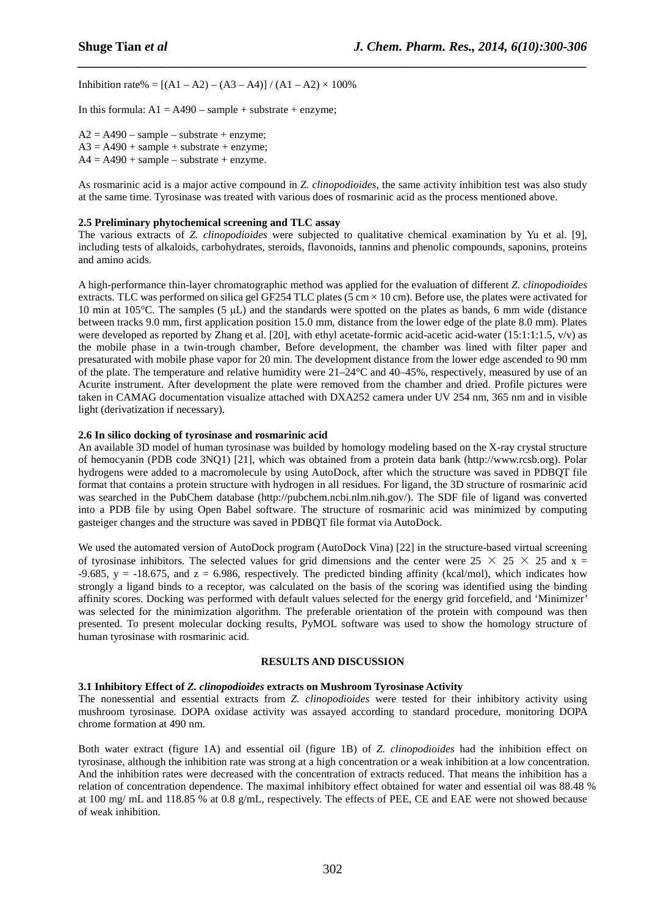Inhibition rate% = $[(A1 – A2) – (A3 – A4)] / (A1 – A2) \times 100\%$

In this formula: A1 = A490 – sample + substrate + enzyme;

A2 = A490 – sample – substrate + enzyme;
A3 = A490 + sample + substrate + enzyme;
A4 = A490 + sample – substrate + enzyme.

As rosmarinic acid is a major active compound in *Z. clinopodioides*, the same activity inhibition test was also study at the same time. Tyrosinase was treated with various does of rosmarinic acid as the process mentioned above.

### 2.5 Preliminary phytochemical screening and TLC assay

The various extracts of *Z. clinopodioides* were subjected to qualitative chemical examination by Yu et al. [9], including tests of alkaloids, carbohydrates, steroids, flavonoids, tannins and phenolic compounds, saponins, proteins and amino acids.

A high-performance thin-layer chromatographic method was applied for the evaluation of different *Z. clinopodioides* extracts. TLC was performed on silica gel GF254 TLC plates (5 cm × 10 cm). Before use, the plates were activated for 10 min at 105°C. The samples (5 μL) and the standards were spotted on the plates as bands, 6 mm wide (distance between tracks 9.0 mm, first application position 15.0 mm, distance from the lower edge of the plate 8.0 mm). Plates were developed as reported by Zhang et al. [20], with ethyl acetate-formic acid-acetic acid-water (15:1:1:1.5, v/v) as the mobile phase in a twin-trough chamber, Before development, the chamber was lined with filter paper and presaturated with mobile phase vapor for 20 min. The development distance from the lower edge ascended to 90 mm of the plate. The temperature and relative humidity were 21–24°C and 40–45%, respectively, measured by use of an Acurite instrument. After development the plate were removed from the chamber and dried. Profile pictures were taken in CAMAG documentation visualize attached with DXA252 camera under UV 254 nm, 365 nm and in visible light (derivatization if necessary).

### 2.6 In silico docking of tyrosinase and rosmarinic acid

An available 3D model of human tyrosinase was builded by homology modeling based on the X-ray crystal structure of hemocyanin (PDB code 3NQ1) [21], which was obtained from a protein data bank (http://www.rcsb.org). Polar hydrogens were added to a macromolecule by using AutoDock, after which the structure was saved in PDBQT file format that contains a protein structure with hydrogen in all residues. For ligand, the 3D structure of rosmarinic acid was searched in the PubChem database (http://pubchem.ncbi.nlm.nih.gov/). The SDF file of ligand was converted into a PDB file by using Open Babel software. The structure of rosmarinic acid was minimized by computing gasteiger changes and the structure was saved in PDBQT file format via AutoDock.

We used the automated version of AutoDock program (AutoDock Vina) [22] in the structure-based virtual screening of tyrosinase inhibitors. The selected values for grid dimensions and the center were $25 \times 25 \times 25$ and $x = -9.685$, $y = -18.675$, and $z = 6.986$, respectively. The predicted binding affinity (kcal/mol), which indicates how strongly a ligand binds to a receptor, was calculated on the basis of the scoring was identified using the binding affinity scores. Docking was performed with default values selected for the energy grid forcefield, and 'Minimizer' was selected for the minimization algorithm. The preferable orientation of the protein with compound was then presented. To present molecular docking results, PyMOL software was used to show the homology structure of human tyrosinase with rosmarinic acid.

## RESULTS AND DISCUSSION

### 3.1 Inhibitory Effect of *Z. clinopodioides* extracts on Mushroom Tyrosinase Activity

The nonessential and essential extracts from *Z. clinopodioides* were tested for their inhibitory activity using mushroom tyrosinase. DOPA oxidase activity was assayed according to standard procedure, monitoring DOPA chrome formation at 490 nm.

Both water extract (figure 1A) and essential oil (figure 1B) of *Z. clinopodioides* had the inhibition effect on tyrosinase, although the inhibition rate was strong at a high concentration or a weak inhibition at a low concentration. And the inhibition rates were decreased with the concentration of extracts reduced. That means the inhibition has a relation of concentration dependence. The maximal inhibitory effect obtained for water and essential oil was 88.48 % at 100 mg/ mL and 118.85 % at 0.8 g/mL, respectively. The effects of PEE, CE and EAE were not showed because of weak inhibition.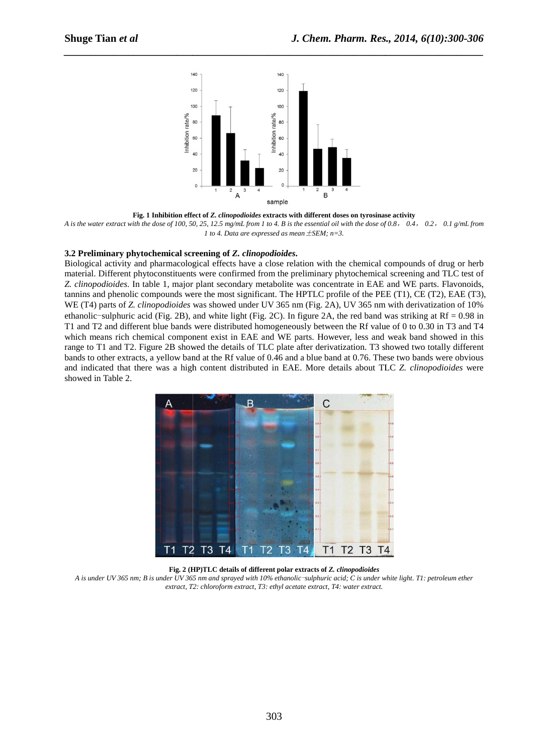**Fig. 1 Inhibition effect of *Z. clinopodioides* extracts with different doses on tyrosinase activity**

*A is the water extract with the dose of 100, 50, 25, 12.5 mg/mL from 1 to 4. B is the essential oil with the dose of 0.8， 0.4， 0.2， 0.1 g/mL from 1 to 4. Data are expressed as mean ±SEM; n=3.*

### 3.2 Preliminary phytochemical screening of *Z. clinopodioides*.

Biological activity and pharmacological effects have a close relation with the chemical compounds of drug or herb material. Different phytoconstituents were confirmed from the preliminary phytochemical screening and TLC test of *Z. clinopodioides*. In table 1, major plant secondary metabolite was concentrate in EAE and WE parts. Flavonoids, tannins and phenolic compounds were the most significant. The HPTLC profile of the PEE (T1), CE (T2), EAE (T3), WE (T4) parts of *Z. clinopodioides* was showed under UV 365 nm (Fig. 2A), UV 365 nm with derivatization of 10% ethanolic−sulphuric acid (Fig. 2B), and white light (Fig. 2C). In figure 2A, the red band was striking at Rf = 0.98 in T1 and T2 and different blue bands were distributed homogeneously between the Rf value of 0 to 0.30 in T3 and T4 which means rich chemical component exist in EAE and WE parts. However, less and weak band showed in this range to T1 and T2. Figure 2B showed the details of TLC plate after derivatization. T3 showed two totally different bands to other extracts, a yellow band at the Rf value of 0.46 and a blue band at 0.76. These two bands were obvious and indicated that there was a high content distributed in EAE. More details about TLC *Z. clinopodioides* were showed in Table 2.

**Fig. 2 (HP)TLC details of different polar extracts of *Z. clinopodioides***

*A is under UV 365 nm; B is under UV 365 nm and sprayed with 10% ethanolic−sulphuric acid; C is under white light. T1: petroleum ether extract, T2: chloroform extract, T3: ethyl acetate extract, T4: water extract.*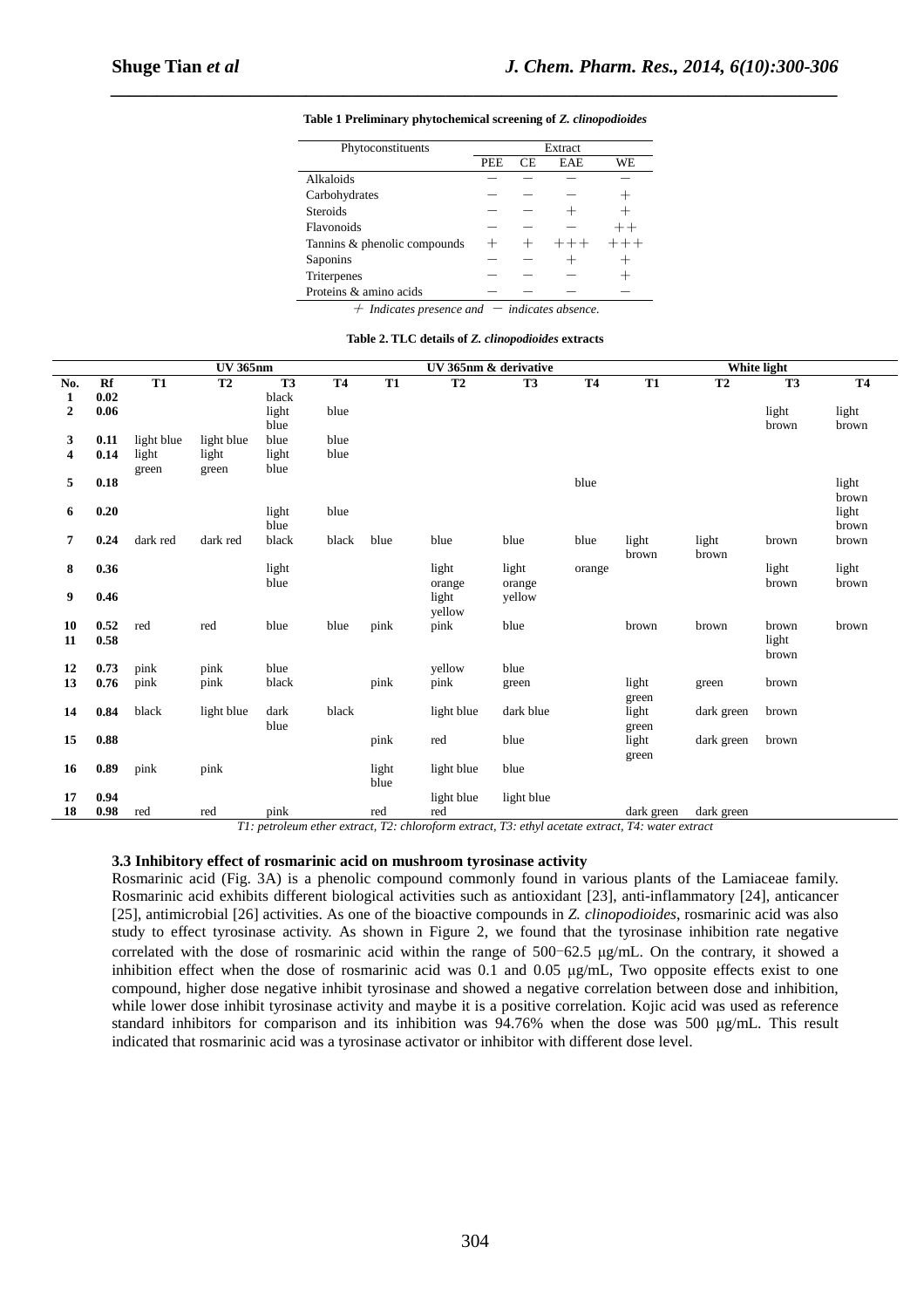**Table 1 Preliminary phytochemical screening of *Z. clinopodioides***

| Phytoconstituents | Extract | | | |
|---|---|---|---|---|
| | PEE | CE | EAE | WE |
| Alkaloids | − | − | − | − |
| Carbohydrates | − | − | − | + |
| Steroids | − | − | + | + |
| Flavonoids | − | − | − | ++ |
| Tannins & phenolic compounds | + | + | +++ | +++ |
| Saponins | − | − | + | + |
| Triterpenes | − | − | − | + |
| Proteins & amino acids | − | − | − | − |

*+ Indicates presence and − indicates absence.*

**Table 2. TLC details of *Z. clinopodioides* extracts**

| | | UV 365nm | | | | UV 365nm & derivative | | | | White light | | | |
|---|---|---|---|---|---|---|---|---|---|---|---|---|---|
| **No.** | **Rf** | **T1** | **T2** | **T3** | **T4** | **T1** | **T2** | **T3** | **T4** | **T1** | **T2** | **T3** | **T4** |
| **1** | **0.02** | | | black | | | | | | | | | |
| **2** | **0.06** | | | light blue | blue | | | | | | | light brown | light brown |
| **3** | **0.11** | light blue | light blue | blue | blue | | | | | | | | |
| **4** | **0.14** | light green | light green | light blue | blue | | | | | | | | |
| **5** | **0.18** | | | | | | | | blue | | | | light brown |
| **6** | **0.20** | | | light blue | blue | | | | | | | | light brown |
| **7** | **0.24** | dark red | dark red | black | black | blue | blue | blue | blue | light brown | light brown | brown | brown |
| **8** | **0.36** | | | light blue | | | light orange | light orange | orange | | | light brown | light brown |
| **9** | **0.46** | | | | | | light yellow | yellow | | | | | |
| **10** | **0.52** | red | red | blue | blue | pink | pink | blue | | brown | brown | brown | brown |
| **11** | **0.58** | | | | | | | | | | | light brown | |
| **12** | **0.73** | pink | pink | blue | | | yellow | blue | | | | | |
| **13** | **0.76** | pink | pink | black | | pink | pink | green | | light green | green | brown | |
| **14** | **0.84** | black | light blue | dark blue | black | | light blue | dark blue | | light green | dark green | brown | |
| **15** | **0.88** | | | | | pink | red | blue | | light green | dark green | brown | |
| **16** | **0.89** | pink | pink | | | light blue | light blue | blue | | | | | |
| **17** | **0.94** | | | | | | light blue | light blue | | | | | |
| **18** | **0.98** | red | red | pink | | red | red | | | dark green | dark green | | |

*T1: petroleum ether extract, T2: chloroform extract, T3: ethyl acetate extract, T4: water extract*

### 3.3 Inhibitory effect of rosmarinic acid on mushroom tyrosinase activity

Rosmarinic acid (Fig. 3A) is a phenolic compound commonly found in various plants of the Lamiaceae family. Rosmarinic acid exhibits different biological activities such as antioxidant [23], anti-inflammatory [24], anticancer [25], antimicrobial [26] activities. As one of the bioactive compounds in *Z. clinopodioides*, rosmarinic acid was also study to effect tyrosinase activity. As shown in Figure 2, we found that the tyrosinase inhibition rate negative correlated with the dose of rosmarinic acid within the range of 500−62.5 μg/mL. On the contrary, it showed a inhibition effect when the dose of rosmarinic acid was 0.1 and 0.05 μg/mL, Two opposite effects exist to one compound, higher dose negative inhibit tyrosinase and showed a negative correlation between dose and inhibition, while lower dose inhibit tyrosinase activity and maybe it is a positive correlation. Kojic acid was used as reference standard inhibitors for comparison and its inhibition was 94.76% when the dose was 500 μg/mL. This result indicated that rosmarinic acid was a tyrosinase activator or inhibitor with different dose level.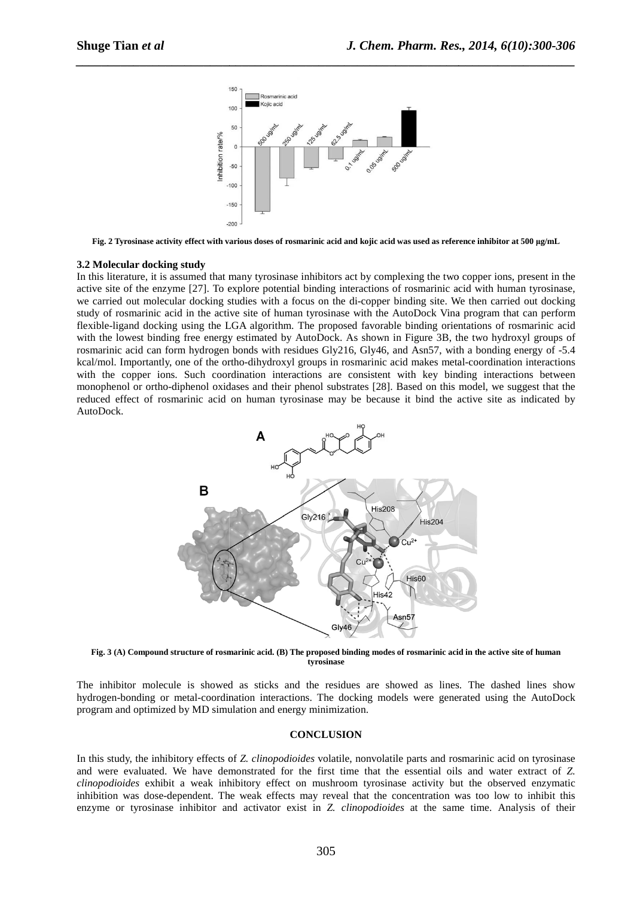Fig. 2 Tyrosinase activity effect with various doses of rosmarinic acid and kojic acid was used as reference inhibitor at 500 μg/mL

### 3.2 Molecular docking study

In this literature, it is assumed that many tyrosinase inhibitors act by complexing the two copper ions, present in the active site of the enzyme [27]. To explore potential binding interactions of rosmarinic acid with human tyrosinase, we carried out molecular docking studies with a focus on the di-copper binding site. We then carried out docking study of rosmarinic acid in the active site of human tyrosinase with the AutoDock Vina program that can perform flexible-ligand docking using the LGA algorithm. The proposed favorable binding orientations of rosmarinic acid with the lowest binding free energy estimated by AutoDock. As shown in Figure 3B, the two hydroxyl groups of rosmarinic acid can form hydrogen bonds with residues Gly216, Gly46, and Asn57, with a bonding energy of -5.4 kcal/mol. Importantly, one of the ortho-dihydroxyl groups in rosmarinic acid makes metal-coordination interactions with the copper ions. Such coordination interactions are consistent with key binding interactions between monophenol or ortho-diphenol oxidases and their phenol substrates [28]. Based on this model, we suggest that the reduced effect of rosmarinic acid on human tyrosinase may be because it bind the active site as indicated by AutoDock.

Fig. 3 (A) Compound structure of rosmarinic acid. (B) The proposed binding modes of rosmarinic acid in the active site of human tyrosinase

The inhibitor molecule is showed as sticks and the residues are showed as lines. The dashed lines show hydrogen-bonding or metal-coordination interactions. The docking models were generated using the AutoDock program and optimized by MD simulation and energy minimization.

## CONCLUSION

In this study, the inhibitory effects of *Z. clinopodioides* volatile, nonvolatile parts and rosmarinic acid on tyrosinase and were evaluated. We have demonstrated for the first time that the essential oils and water extract of *Z. clinopodioides* exhibit a weak inhibitory effect on mushroom tyrosinase activity but the observed enzymatic inhibition was dose-dependent. The weak effects may reveal that the concentration was too low to inhibit this enzyme or tyrosinase inhibitor and activator exist in *Z. clinopodioides* at the same time. Analysis of their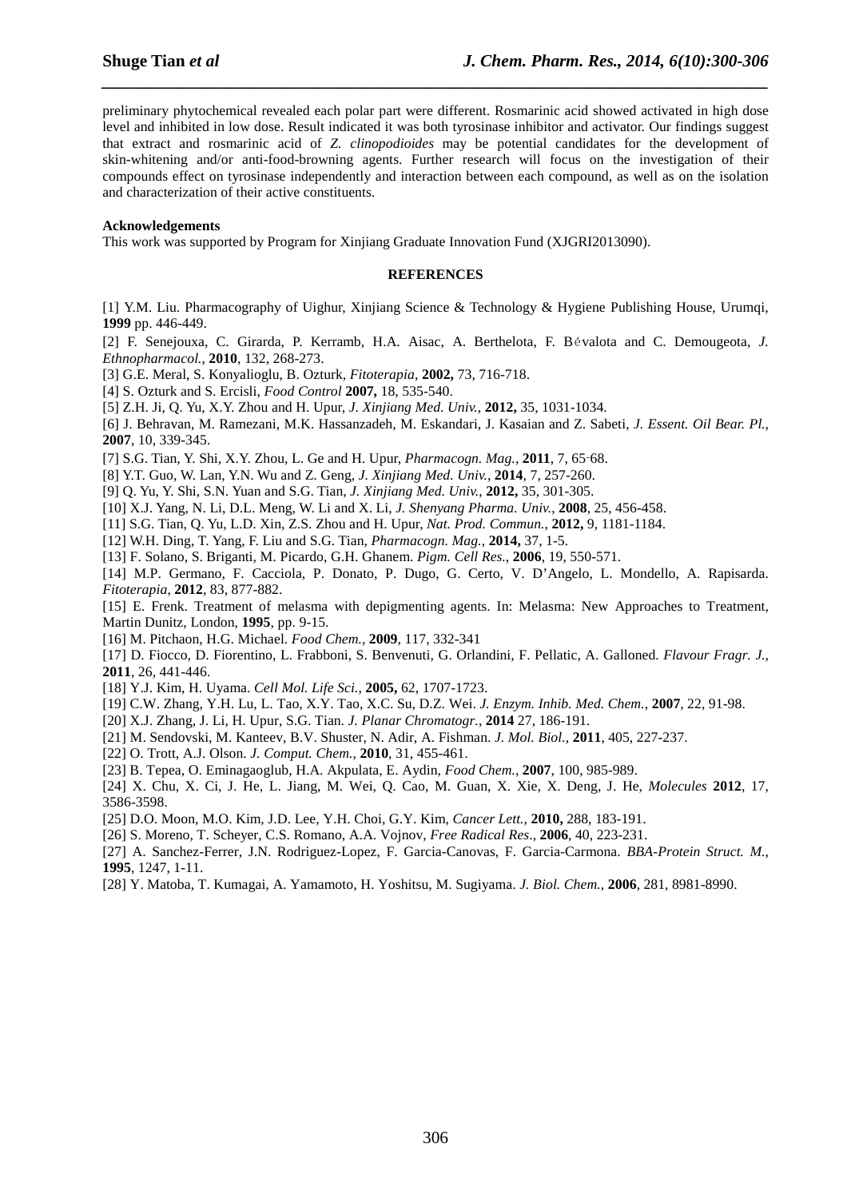preliminary phytochemical revealed each polar part were different. Rosmarinic acid showed activated in high dose level and inhibited in low dose. Result indicated it was both tyrosinase inhibitor and activator. Our findings suggest that extract and rosmarinic acid of *Z. clinopodioides* may be potential candidates for the development of skin-whitening and/or anti-food-browning agents. Further research will focus on the investigation of their compounds effect on tyrosinase independently and interaction between each compound, as well as on the isolation and characterization of their active constituents.

**Acknowledgements**

This work was supported by Program for Xinjiang Graduate Innovation Fund (XJGRI2013090).

## REFERENCES

[1] Y.M. Liu. Pharmacography of Uighur, Xinjiang Science & Technology & Hygiene Publishing House, Urumqi, **1999** pp. 446-449.

[2] F. Senejouxa, C. Girarda, P. Kerramb, H.A. Aisac, A. Berthelota, F. Bévalota and C. Demougeota, *J. Ethnopharmacol.*, **2010**, 132, 268-273.

[3] G.E. Meral, S. Konyalioglu, B. Ozturk, *Fitoterapia*, **2002,** 73, 716-718.

[4] S. Ozturk and S. Ercisli, *Food Control* **2007,** 18, 535-540.

[5] Z.H. Ji, Q. Yu, X.Y. Zhou and H. Upur, *J. Xinjiang Med. Univ.*, **2012,** 35, 1031-1034.

[6] J. Behravan, M. Ramezani, M.K. Hassanzadeh, M. Eskandari, J. Kasaian and Z. Sabeti, *J. Essent. Oil Bear. Pl.*, **2007**, 10, 339-345.

[7] S.G. Tian, Y. Shi, X.Y. Zhou, L. Ge and H. Upur, *Pharmacogn. Mag.*, **2011**, 7, 65-68.

[8] Y.T. Guo, W. Lan, Y.N. Wu and Z. Geng, *J. Xinjiang Med. Univ.*, **2014**, 7, 257-260.

[9] Q. Yu, Y. Shi, S.N. Yuan and S.G. Tian, *J. Xinjiang Med. Univ.*, **2012,** 35, 301-305.

[10] X.J. Yang, N. Li, D.L. Meng, W. Li and X. Li, *J. Shenyang Pharma. Univ.*, **2008**, 25, 456-458.

[11] S.G. Tian, Q. Yu, L.D. Xin, Z.S. Zhou and H. Upur, *Nat. Prod. Commun.*, **2012,** 9, 1181-1184.

[12] W.H. Ding, T. Yang, F. Liu and S.G. Tian, *Pharmacogn. Mag.*, **2014,** 37, 1-5.

[13] F. Solano, S. Briganti, M. Picardo, G.H. Ghanem. *Pigm. Cell Res.*, **2006**, 19, 550-571.

[14] M.P. Germano, F. Cacciola, P. Donato, P. Dugo, G. Certo, V. D'Angelo, L. Mondello, A. Rapisarda. *Fitoterapia*, **2012**, 83, 877-882.

[15] E. Frenk. Treatment of melasma with depigmenting agents. In: Melasma: New Approaches to Treatment, Martin Dunitz, London, **1995**, pp. 9-15.

[16] M. Pitchaon, H.G. Michael. *Food Chem.*, **2009**, 117, 332-341

[17] D. Fiocco, D. Fiorentino, L. Frabboni, S. Benvenuti, G. Orlandini, F. Pellatic, A. Galloned. *Flavour Fragr. J.*, **2011**, 26, 441-446.

[18] Y.J. Kim, H. Uyama. *Cell Mol. Life Sci.*, **2005,** 62, 1707-1723.

[19] C.W. Zhang, Y.H. Lu, L. Tao, X.Y. Tao, X.C. Su, D.Z. Wei. *J. Enzym. Inhib. Med. Chem.*, **2007**, 22, 91-98.

[20] X.J. Zhang, J. Li, H. Upur, S.G. Tian. *J. Planar Chromatogr.*, **2014** 27, 186-191.

[21] M. Sendovski, M. Kanteev, B.V. Shuster, N. Adir, A. Fishman. *J. Mol. Biol.*, **2011**, 405, 227-237.

[22] O. Trott, A.J. Olson. *J. Comput. Chem.*, **2010**, 31, 455-461.

[23] B. Tepea, O. Eminagaoglub, H.A. Akpulata, E. Aydin, *Food Chem.*, **2007**, 100, 985-989.

[24] X. Chu, X. Ci, J. He, L. Jiang, M. Wei, Q. Cao, M. Guan, X. Xie, X. Deng, J. He, *Molecules* **2012**, 17, 3586-3598.

[25] D.O. Moon, M.O. Kim, J.D. Lee, Y.H. Choi, G.Y. Kim, *Cancer Lett.*, **2010,** 288, 183-191.

[26] S. Moreno, T. Scheyer, C.S. Romano, A.A. Vojnov, *Free Radical Res*., **2006**, 40, 223-231.

[27] A. Sanchez-Ferrer, J.N. Rodriguez-Lopez, F. Garcia-Canovas, F. Garcia-Carmona. *BBA-Protein Struct. M.*, **1995**, 1247, 1-11.

[28] Y. Matoba, T. Kumagai, A. Yamamoto, H. Yoshitsu, M. Sugiyama. *J. Biol. Chem.*, **2006**, 281, 8981-8990.